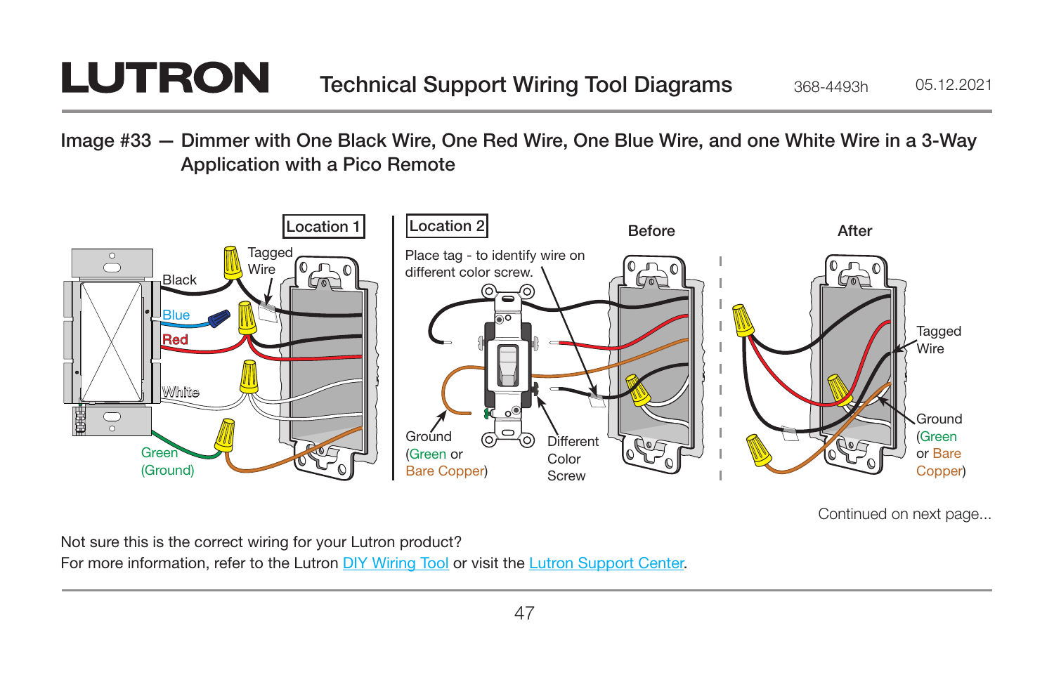## Image #33 — Dimmer with One Black Wire, One Red Wire, One Blue Wire, and one White Wire in a 3-Way Application with a Pico Remote

**Location 1**

Tagged Wire

Black

Blue

Red

White

Green (Ground)

**Location 2**

Place tag - to identify wire on different color screw.

Ground (Green or Bare Copper)

Different Color Screw

**Before**

**After**

Tagged Wire

Ground (Green or Bare Copper)

Continued on next page...

Not sure this is the correct wiring for your Lutron product?
For more information, refer to the Lutron DIY Wiring Tool or visit the Lutron Support Center.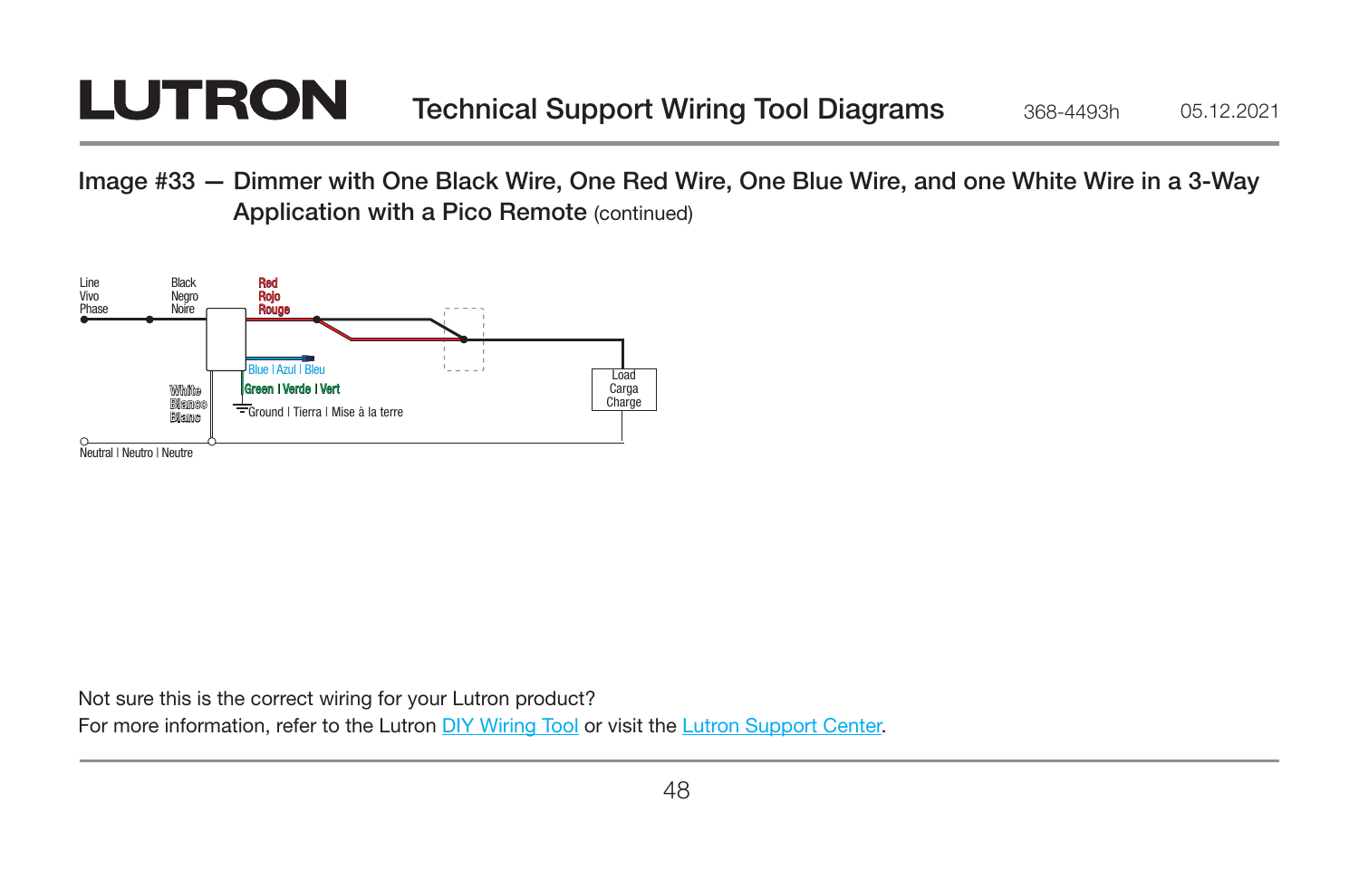# Image #33 — Dimmer with One Black Wire, One Red Wire, One Blue Wire, and one White Wire in a 3-Way Application with a Pico Remote (continued)

Line
Vivo
Phase

Black
Negro
Noire

Red
Rojo
Rouge

Blue | Azul | Bleu

Green | Verde | Vert

Ground | Tierra | Mise à la terre

White
Blanco
Blanc

Load
Carga
Charge

Neutral | Neutro | Neutre

Not sure this is the correct wiring for your Lutron product?
For more information, refer to the Lutron DIY Wiring Tool or visit the Lutron Support Center.